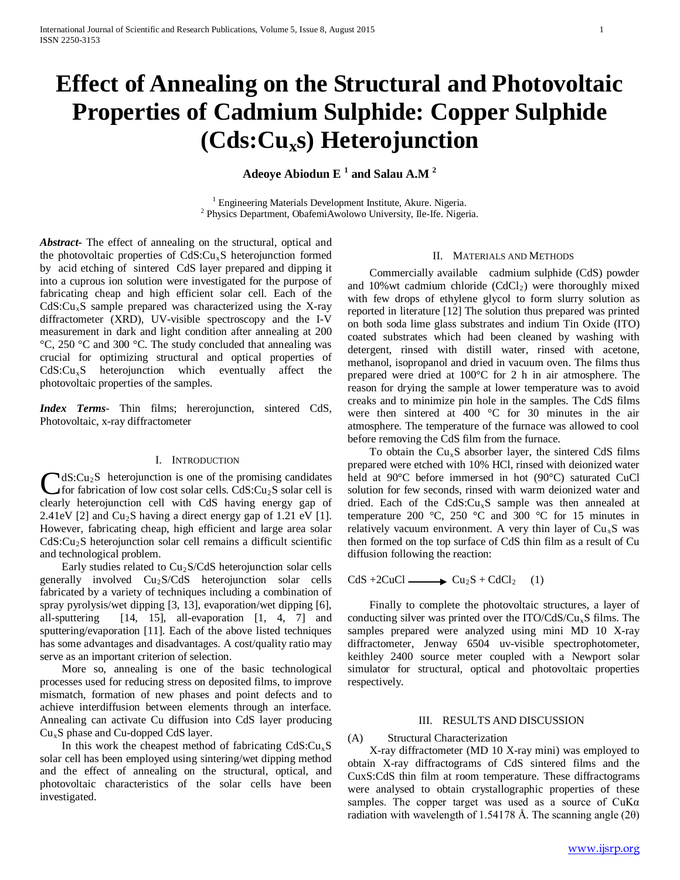# Effect of Annealing on the Structural and Photovoltaic Properties of Cadmium Sulphide: Copper Sulphide (Cds:$Cu_x$s) Heterojunction

**Adeoye Abiodun E [1] and Salau A.M [2]**

[1] Engineering Materials Development Institute, Akure. Nigeria.
[2] Physics Department, ObafemiAwolowo University, Ile-Ife. Nigeria.

***Abstract***- The effect of annealing on the structural, optical and the photovoltaic properties of CdS:$Cu_x$S heterojunction formed by acid etching of sintered CdS layer prepared and dipping it into a cuprous ion solution were investigated for the purpose of fabricating cheap and high efficient solar cell. Each of the CdS:$Cu_x$S sample prepared was characterized using the X-ray diffractometer (XRD), UV-visible spectroscopy and the I-V measurement in dark and light condition after annealing at 200 °C, 250 °C and 300 °C. The study concluded that annealing was crucial for optimizing structural and optical properties of CdS:$Cu_x$S heterojunction which eventually affect the photovoltaic properties of the samples.

***Index Terms***- Thin films; hererojunction, sintered CdS, Photovoltaic, x-ray diffractometer

## I. Introduction

CdS:$Cu_2$S heterojunction is one of the promising candidates for fabrication of low cost solar cells. CdS:$Cu_2$S solar cell is clearly heterojunction cell with CdS having energy gap of 2.41eV [2] and $Cu_2$S having a direct energy gap of 1.21 eV [1]. However, fabricating cheap, high efficient and large area solar CdS:$Cu_2$S heterojunction solar cell remains a difficult scientific and technological problem.

Early studies related to $Cu_2$S/CdS heterojunction solar cells generally involved $Cu_2$S/CdS heterojunction solar cells fabricated by a variety of techniques including a combination of spray pyrolysis/wet dipping [3, 13], evaporation/wet dipping [6], all-sputtering [14, 15], all-evaporation [1, 4, 7] and sputtering/evaporation [11]. Each of the above listed techniques has some advantages and disadvantages. A cost/quality ratio may serve as an important criterion of selection.

More so, annealing is one of the basic technological processes used for reducing stress on deposited films, to improve mismatch, formation of new phases and point defects and to achieve interdiffusion between elements through an interface. Annealing can activate Cu diffusion into CdS layer producing $Cu_x$S phase and Cu-doped CdS layer.

In this work the cheapest method of fabricating CdS:$Cu_x$S solar cell has been employed using sintering/wet dipping method and the effect of annealing on the structural, optical, and photovoltaic characteristics of the solar cells have been investigated.

## II. Materials and Methods

Commercially available cadmium sulphide (CdS) powder and 10%wt cadmium chloride ($CdCl_2$) were thoroughly mixed with few drops of ethylene glycol to form slurry solution as reported in literature [12] The solution thus prepared was printed on both soda lime glass substrates and indium Tin Oxide (ITO) coated substrates which had been cleaned by washing with detergent, rinsed with distill water, rinsed with acetone, methanol, isopropanol and dried in vacuum oven. The films thus prepared were dried at 100°C for 2 h in air atmosphere. The reason for drying the sample at lower temperature was to avoid creaks and to minimize pin hole in the samples. The CdS films were then sintered at 400 °C for 30 minutes in the air atmosphere. The temperature of the furnace was allowed to cool before removing the CdS film from the furnace.

To obtain the $Cu_x$S absorber layer, the sintered CdS films prepared were etched with 10% HCl, rinsed with deionized water held at 90°C before immersed in hot (90°C) saturated CuCl solution for few seconds, rinsed with warm deionized water and dried. Each of the CdS:$Cu_x$S sample was then annealed at temperature 200 °C, 250 °C and 300 °C for 15 minutes in relatively vacuum environment. A very thin layer of $Cu_x$S was then formed on the top surface of CdS thin film as a result of Cu diffusion following the reaction:

$$CdS + 2CuCl \longrightarrow Cu_2S + CdCl_2 \quad (1)$$

Finally to complete the photovoltaic structures, a layer of conducting silver was printed over the ITO/CdS/$Cu_x$S films. The samples prepared were analyzed using mini MD 10 X-ray diffractometer, Jenway 6504 uv-visible spectrophotometer, keithley 2400 source meter coupled with a Newport solar simulator for structural, optical and photovoltaic properties respectively.

## III. Results and Discussion

### (A) Structural Characterization

X-ray diffractometer (MD 10 X-ray mini) was employed to obtain X-ray diffractograms of CdS sintered films and the CuxS:CdS thin film at room temperature. These diffractograms were analysed to obtain crystallographic properties of these samples. The copper target was used as a source of CuKα radiation with wavelength of 1.54178 Å. The scanning angle (2θ)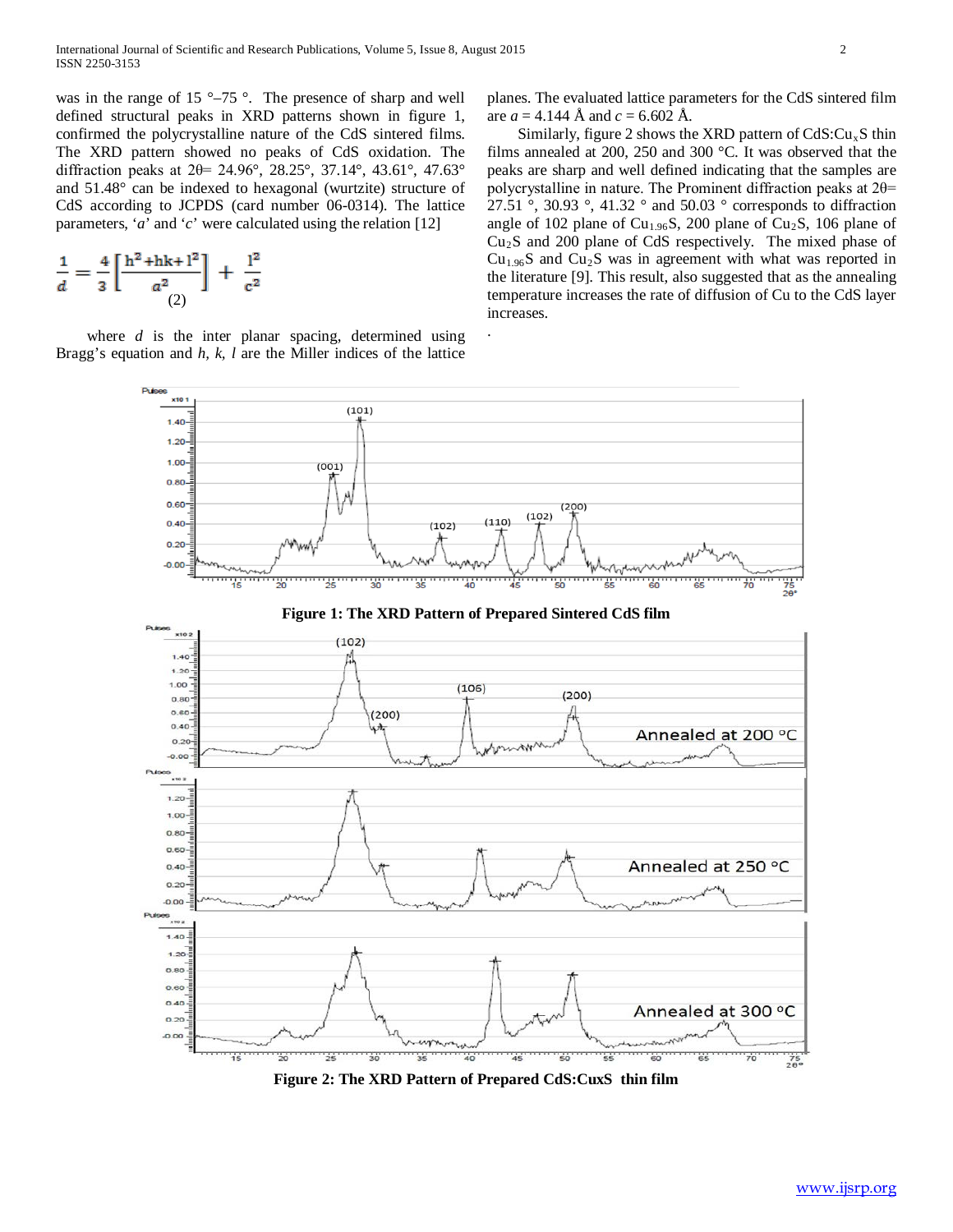was in the range of 15 °–75 °. The presence of sharp and well defined structural peaks in XRD patterns shown in figure 1, confirmed the polycrystalline nature of the CdS sintered films. The XRD pattern showed no peaks of CdS oxidation. The diffraction peaks at 2θ= 24.96°, 28.25°, 37.14°, 43.61°, 47.63° and 51.48° can be indexed to hexagonal (wurtzite) structure of CdS according to JCPDS (card number 06-0314). The lattice parameters, '*a*' and '*c*' were calculated using the relation [12]

$$\frac{1}{d} = \frac{4}{3}\left[\frac{h^2+hk+l^2}{a^2}\right] + \frac{l^2}{c^2} \quad (2)$$

where *d* is the inter planar spacing, determined using Bragg's equation and *h, k, l* are the Miller indices of the lattice planes. The evaluated lattice parameters for the CdS sintered film are $a = 4.144$ Å and $c = 6.602$ Å.

Similarly, figure 2 shows the XRD pattern of $CdS:Cu_xS$ thin films annealed at 200, 250 and 300 °C. It was observed that the peaks are sharp and well defined indicating that the samples are polycrystalline in nature. The Prominent diffraction peaks at 2θ= 27.51 °, 30.93 °, 41.32 ° and 50.03 ° corresponds to diffraction angle of 102 plane of $Cu_{1.96}S$, 200 plane of $Cu_2S$, 106 plane of $Cu_2S$ and 200 plane of CdS respectively. The mixed phase of $Cu_{1.96}S$ and $Cu_2S$ was in agreement with what was reported in the literature [9]. This result, also suggested that as the annealing temperature increases the rate of diffusion of Cu to the CdS layer increases.

**Figure 1: The XRD Pattern of Prepared Sintered CdS film**

**Figure 2: The XRD Pattern of Prepared CdS:CuxS thin film**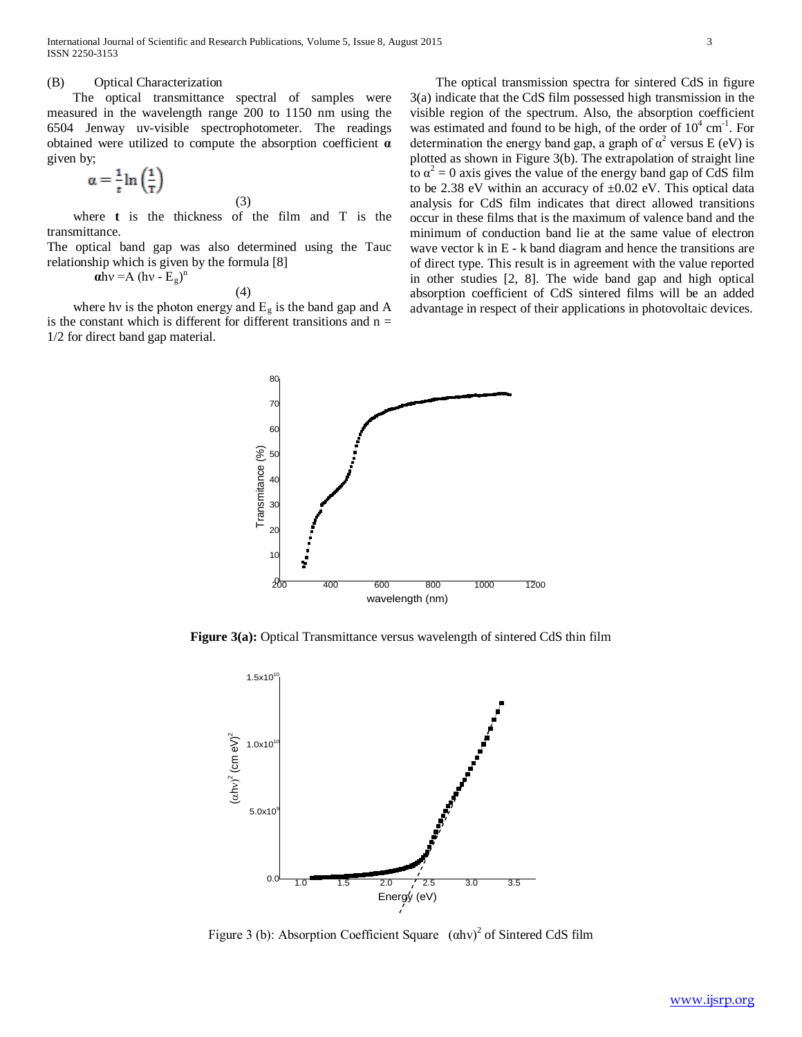### (B) Optical Characterization

The optical transmittance spectral of samples were measured in the wavelength range 200 to 1150 nm using the 6504 Jenway uv-visible spectrophotometer. The readings obtained were utilized to compute the absorption coefficient **α** given by;

$$\alpha = \frac{1}{t}\ln\left(\frac{1}{T}\right) \quad (3)$$

where **t** is the thickness of the film and T is the transmittance.

The optical band gap was also determined using the Tauc relationship which is given by the formula [8]

$$\alpha h\nu = A\,(h\nu - E_g)^n \quad (4)$$

where $h\nu$ is the photon energy and $E_g$ is the band gap and A is the constant which is different for different transitions and n = 1/2 for direct band gap material.

The optical transmission spectra for sintered CdS in figure 3(a) indicate that the CdS film possessed high transmission in the visible region of the spectrum. Also, the absorption coefficient was estimated and found to be high, of the order of $10^4$ $cm^{-1}$. For determination the energy band gap, a graph of $\alpha^2$ versus E (eV) is plotted as shown in Figure 3(b). The extrapolation of straight line to $\alpha^2 = 0$ axis gives the value of the energy band gap of CdS film to be 2.38 eV within an accuracy of ±0.02 eV. This optical data analysis for CdS film indicates that direct allowed transitions occur in these films that is the maximum of valence band and the minimum of conduction band lie at the same value of electron wave vector k in E - k band diagram and hence the transitions are of direct type. This result is in agreement with the value reported in other studies [2, 8]. The wide band gap and high optical absorption coefficient of CdS sintered films will be an added advantage in respect of their applications in photovoltaic devices.

**Figure 3(a):** Optical Transmittance versus wavelength of sintered CdS thin film

Figure 3 (b): Absorption Coefficient Square $(\alpha h\nu)^2$ of Sintered CdS film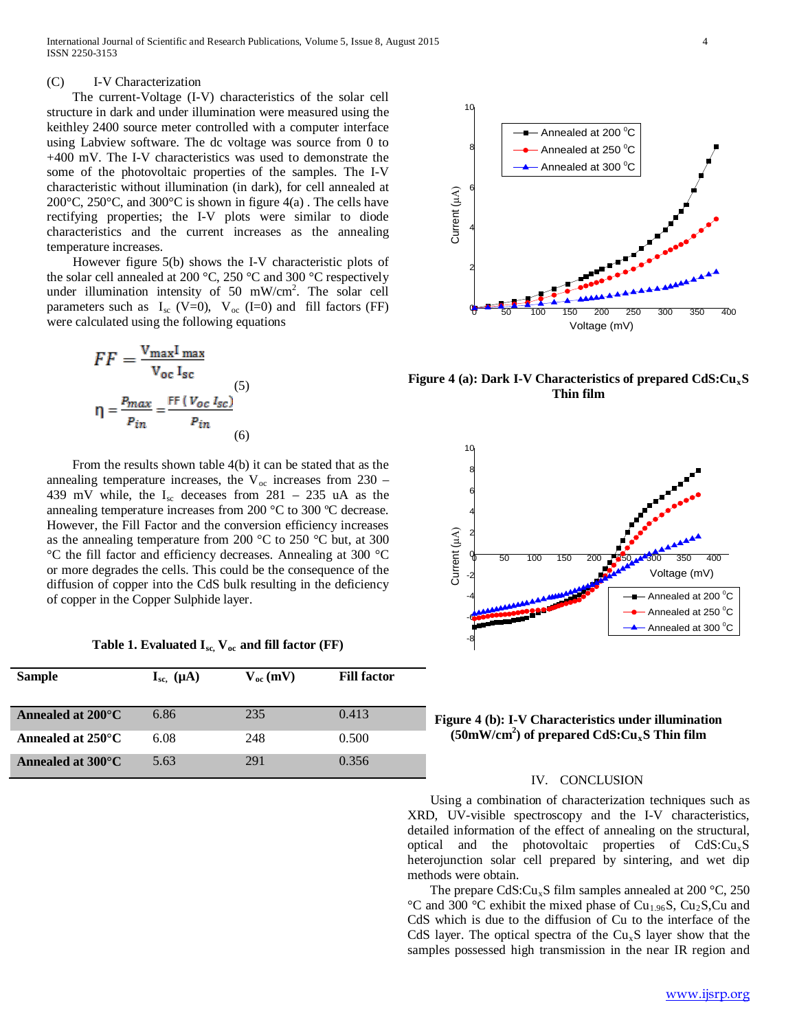(C) I-V Characterization

The current-Voltage (I-V) characteristics of the solar cell structure in dark and under illumination were measured using the keithley 2400 source meter controlled with a computer interface using Labview software. The dc voltage was source from 0 to +400 mV. The I-V characteristics was used to demonstrate the some of the photovoltaic properties of the samples. The I-V characteristic without illumination (in dark), for cell annealed at 200°C, 250°C, and 300°C is shown in figure 4(a) . The cells have rectifying properties; the I-V plots were similar to diode characteristics and the current increases as the annealing temperature increases.

However figure 5(b) shows the I-V characteristic plots of the solar cell annealed at 200 °C, 250 °C and 300 °C respectively under illumination intensity of 50 mW/cm$^2$. The solar cell parameters such as $I_{sc}$ (V=0), $V_{oc}$ (I=0) and fill factors (FF) were calculated using the following equations

$$FF = \frac{V_{max} I_{max}}{V_{oc} I_{sc}} \quad (5)$$

$$\eta = \frac{P_{max}}{P_{in}} = \frac{FF\,(V_{oc}\, I_{sc})}{P_{in}} \quad (6)$$

From the results shown table 4(b) it can be stated that as the annealing temperature increases, the $V_{oc}$ increases from 230 – 439 mV while, the $I_{sc}$ deceases from 281 – 235 uA as the annealing temperature increases from 200 °C to 300 ºC decrease. However, the Fill Factor and the conversion efficiency increases as the annealing temperature from 200 °C to 250 °C but, at 300 °C the fill factor and efficiency decreases. Annealing at 300 °C or more degrades the cells. This could be the consequence of the diffusion of copper into the CdS bulk resulting in the deficiency of copper in the Copper Sulphide layer.

**Table 1. Evaluated $I_{sc}$, $V_{oc}$ and fill factor (FF)**

| Sample | $I_{sc}$, (μA) | $V_{oc}$ (mV) | Fill factor |
|---|---|---|---|
| **Annealed at 200°C** | 6.86 | 235 | 0.413 |
| **Annealed at 250°C** | 6.08 | 248 | 0.500 |
| **Annealed at 300°C** | 5.63 | 291 | 0.356 |

**Figure 4 (a): Dark I-V Characteristics of prepared CdS:Cu$_x$S Thin film**

**Figure 4 (b): I-V Characteristics under illumination (50mW/cm$^2$) of prepared CdS:Cu$_x$S Thin film**

## IV. CONCLUSION

Using a combination of characterization techniques such as XRD, UV-visible spectroscopy and the I-V characteristics, detailed information of the effect of annealing on the structural, optical and the photovoltaic properties of CdS:Cu$_x$S heterojunction solar cell prepared by sintering, and wet dip methods were obtain.

The prepare CdS:Cu$_x$S film samples annealed at 200 °C, 250 °C and 300 °C exhibit the mixed phase of $Cu_{1.96}S$, $Cu_2S$,Cu and CdS which is due to the diffusion of Cu to the interface of the CdS layer. The optical spectra of the Cu$_x$S layer show that the samples possessed high transmission in the near IR region and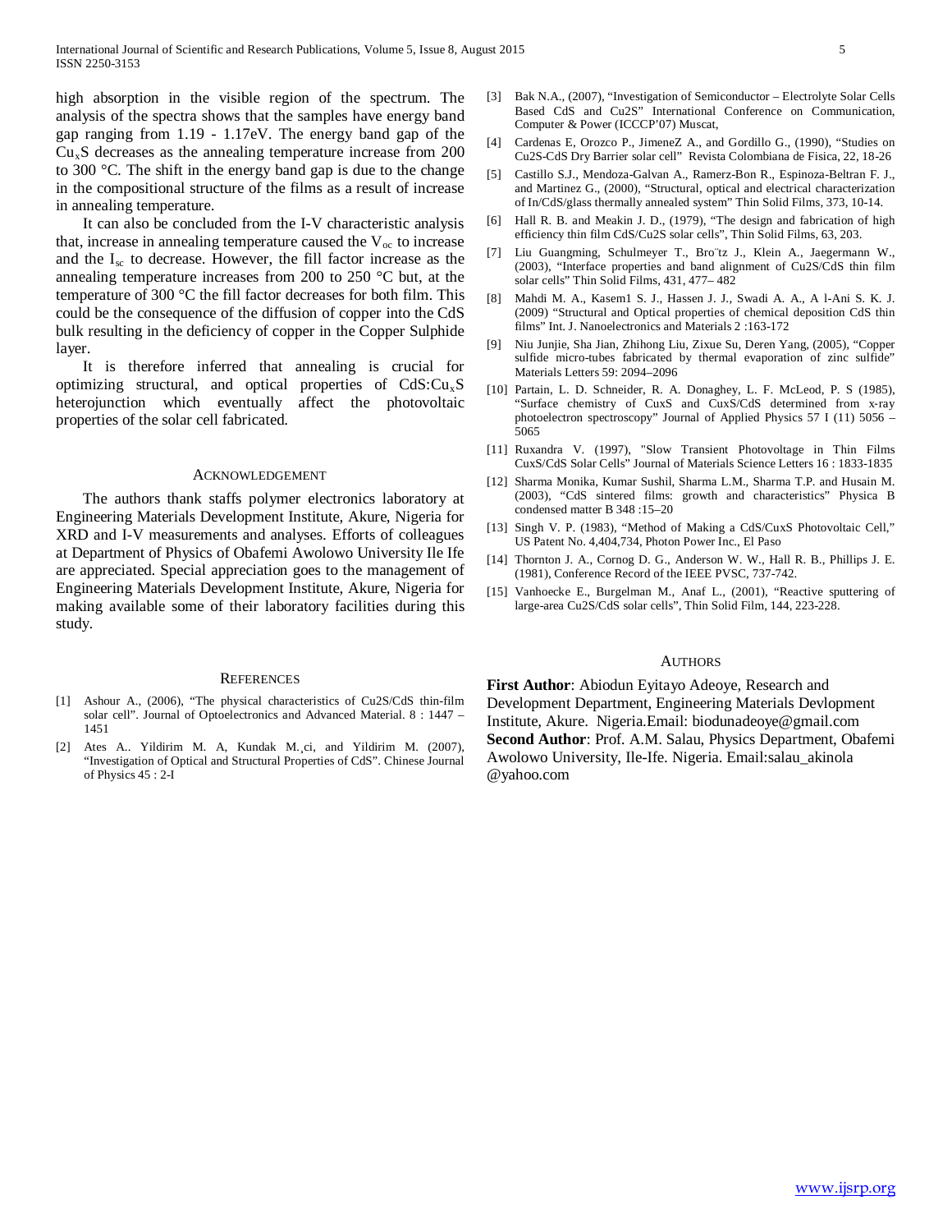high absorption in the visible region of the spectrum. The analysis of the spectra shows that the samples have energy band gap ranging from 1.19 - 1.17eV. The energy band gap of the $Cu_xS$ decreases as the annealing temperature increase from 200 to 300 °C. The shift in the energy band gap is due to the change in the compositional structure of the films as a result of increase in annealing temperature.

It can also be concluded from the I-V characteristic analysis that, increase in annealing temperature caused the $V_{oc}$ to increase and the $I_{sc}$ to decrease. However, the fill factor increase as the annealing temperature increases from 200 to 250 °C but, at the temperature of 300 °C the fill factor decreases for both film. This could be the consequence of the diffusion of copper into the CdS bulk resulting in the deficiency of copper in the Copper Sulphide layer.

It is therefore inferred that annealing is crucial for optimizing structural, and optical properties of $CdS:Cu_xS$ heterojunction which eventually affect the photovoltaic properties of the solar cell fabricated.

## Acknowledgement

The authors thank staffs polymer electronics laboratory at Engineering Materials Development Institute, Akure, Nigeria for XRD and I-V measurements and analyses. Efforts of colleagues at Department of Physics of Obafemi Awolowo University Ile Ife are appreciated. Special appreciation goes to the management of Engineering Materials Development Institute, Akure, Nigeria for making available some of their laboratory facilities during this study.

## References

[1] Ashour A., (2006), "The physical characteristics of Cu2S/CdS thin-film solar cell". Journal of Optoelectronics and Advanced Material. 8 : 1447 – 1451

[2] Ates A.. Yildirim M. A, Kundak M.¸ci, and Yildirim M. (2007), "Investigation of Optical and Structural Properties of CdS". Chinese Journal of Physics 45 : 2-I

[3] Bak N.A., (2007), "Investigation of Semiconductor – Electrolyte Solar Cells Based CdS and Cu2S" International Conference on Communication, Computer & Power (ICCCP'07) Muscat,

[4] Cardenas E, Orozco P., JimeneZ A., and Gordillo G., (1990), "Studies on Cu2S-CdS Dry Barrier solar cell" Revista Colombiana de Fisica, 22, 18-26

[5] Castillo S.J., Mendoza-Galvan A., Ramerz-Bon R., Espinoza-Beltran F. J., and Martinez G., (2000), "Structural, optical and electrical characterization of In/CdS/glass thermally annealed system" Thin Solid Films, 373, 10-14.

[6] Hall R. B. and Meakin J. D., (1979), "The design and fabrication of high efficiency thin film CdS/Cu2S solar cells", Thin Solid Films, 63, 203.

[7] Liu Guangming, Schulmeyer T., Bro¨tz J., Klein A., Jaegermann W., (2003), "Interface properties and band alignment of Cu2S/CdS thin film solar cells" Thin Solid Films, 431, 477– 482

[8] Mahdi M. A., Kasem1 S. J., Hassen J. J., Swadi A. A., A l-Ani S. K. J. (2009) "Structural and Optical properties of chemical deposition CdS thin films" Int. J. Nanoelectronics and Materials 2 :163-172

[9] Niu Junjie, Sha Jian, Zhihong Liu, Zixue Su, Deren Yang, (2005), "Copper sulfide micro-tubes fabricated by thermal evaporation of zinc sulfide" Materials Letters 59: 2094–2096

[10] Partain, L. D. Schneider, R. A. Donaghey, L. F. McLeod, P. S (1985), "Surface chemistry of CuxS and CuxS/CdS determined from x-ray photoelectron spectroscopy" Journal of Applied Physics 57 I (11) 5056 – 5065

[11] Ruxandra V. (1997), "Slow Transient Photovoltage in Thin Films CuxS/CdS Solar Cells" Journal of Materials Science Letters 16 : 1833-1835

[12] Sharma Monika, Kumar Sushil, Sharma L.M., Sharma T.P. and Husain M. (2003), "CdS sintered films: growth and characteristics" Physica B condensed matter B 348 :15–20

[13] Singh V. P. (1983), "Method of Making a CdS/CuxS Photovoltaic Cell," US Patent No. 4,404,734, Photon Power Inc., El Paso

[14] Thornton J. A., Cornog D. G., Anderson W. W., Hall R. B., Phillips J. E. (1981), Conference Record of the IEEE PVSC, 737-742.

[15] Vanhoecke E., Burgelman M., Anaf L., (2001), "Reactive sputtering of large-area Cu2S/CdS solar cells", Thin Solid Film, 144, 223-228.

## Authors

**First Author**: Abiodun Eyitayo Adeoye, Research and Development Department, Engineering Materials Devlopment Institute, Akure. Nigeria.Email: biodunadeoye@gmail.com
**Second Author**: Prof. A.M. Salau, Physics Department, Obafemi Awolowo University, Ile-Ife. Nigeria. Email:salau_akinola @yahoo.com